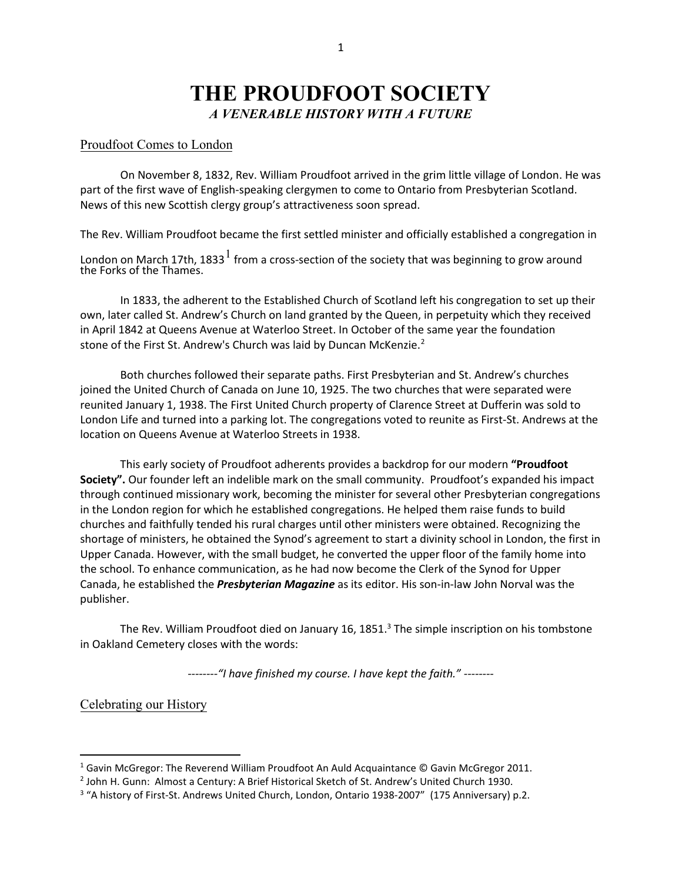# THE PROUDFOOT SOCIETY

### *A VENERABLE HISTORY WITH A FUTURE*

## Proudfoot Comes to London

On November 8, 1832, Rev. William Proudfoot arrived in the grim little village of London. He was part of the first wave of English-speaking clergymen to come to Ontario from Presbyterian Scotland. News of this new Scottish clergy group's attractiveness soon spread.

The Rev. William Proudfoot became the first settled minister and officially established a congregation in London on March 17th, 1833[1] from a cross-section of the society that was beginning to grow around the Forks of the Thames.

In 1833, the adherent to the Established Church of Scotland left his congregation to set up their own, later called St. Andrew's Church on land granted by the Queen, in perpetuity which they received in April 1842 at Queens Avenue at Waterloo Street. In October of the same year the foundation stone of the First St. Andrew's Church was laid by Duncan McKenzie.[2]

Both churches followed their separate paths. First Presbyterian and St. Andrew's churches joined the United Church of Canada on June 10, 1925. The two churches that were separated were reunited January 1, 1938. The First United Church property of Clarence Street at Dufferin was sold to London Life and turned into a parking lot. The congregations voted to reunite as First-St. Andrews at the location on Queens Avenue at Waterloo Streets in 1938.

This early society of Proudfoot adherents provides a backdrop for our modern **"Proudfoot Society".** Our founder left an indelible mark on the small community. Proudfoot's expanded his impact through continued missionary work, becoming the minister for several other Presbyterian congregations in the London region for which he established congregations. He helped them raise funds to build churches and faithfully tended his rural charges until other ministers were obtained. Recognizing the shortage of ministers, he obtained the Synod's agreement to start a divinity school in London, the first in Upper Canada. However, with the small budget, he converted the upper floor of the family home into the school. To enhance communication, as he had now become the Clerk of the Synod for Upper Canada, he established the ***Presbyterian Magazine*** as its editor. His son-in-law John Norval was the publisher.

The Rev. William Proudfoot died on January 16, 1851.[3] The simple inscription on his tombstone in Oakland Cemetery closes with the words:

--------*"I have finished my course. I have kept the faith."* --------

## Celebrating our History

---

[1] Gavin McGregor: The Reverend William Proudfoot An Auld Acquaintance © Gavin McGregor 2011.

[2] John H. Gunn: Almost a Century: A Brief Historical Sketch of St. Andrew's United Church 1930.

[3] "A history of First-St. Andrews United Church, London, Ontario 1938-2007" (175 Anniversary) p.2.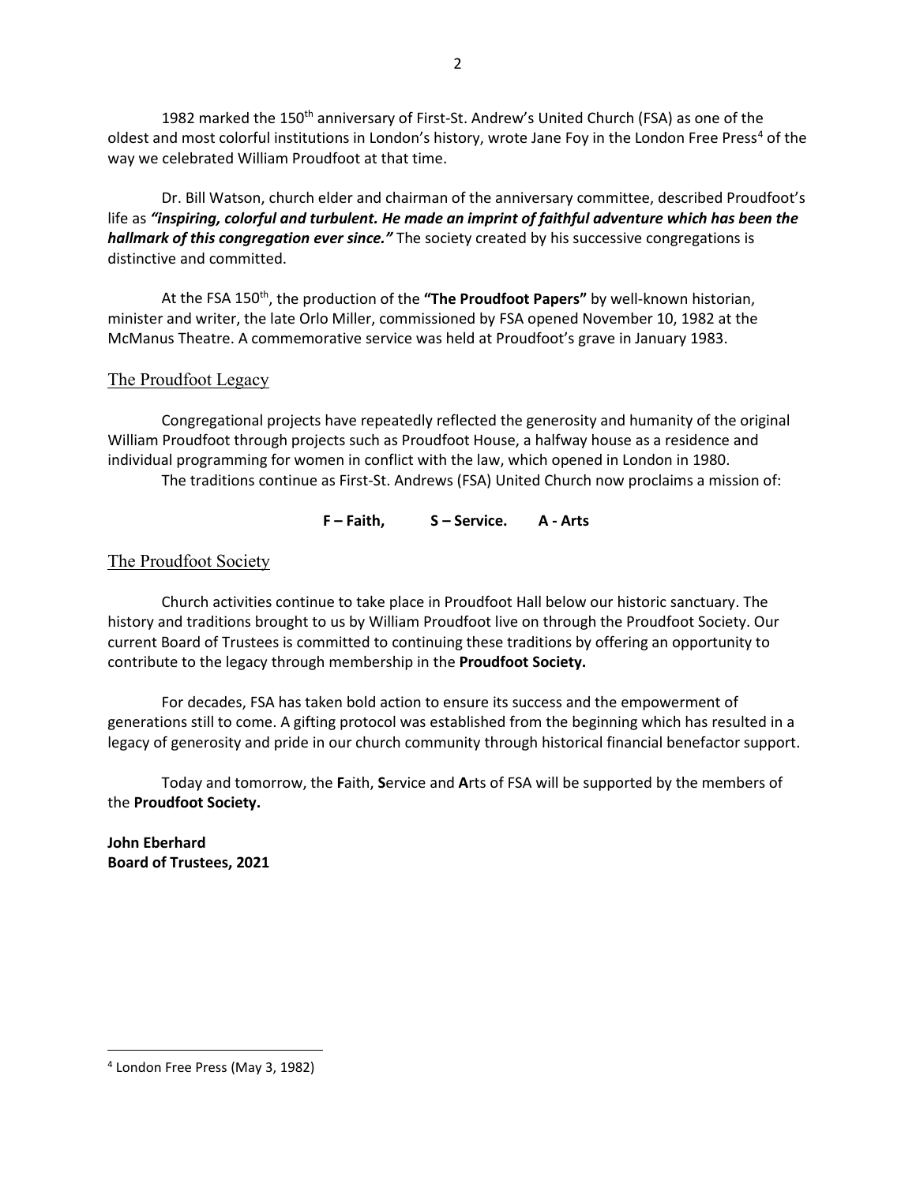1982 marked the 150th anniversary of First-St. Andrew's United Church (FSA) as one of the oldest and most colorful institutions in London's history, wrote Jane Foy in the London Free Press[4] of the way we celebrated William Proudfoot at that time.

Dr. Bill Watson, church elder and chairman of the anniversary committee, described Proudfoot's life as ***"inspiring, colorful and turbulent. He made an imprint of faithful adventure which has been the hallmark of this congregation ever since."*** The society created by his successive congregations is distinctive and committed.

At the FSA 150th, the production of the **"The Proudfoot Papers"** by well-known historian, minister and writer, the late Orlo Miller, commissioned by FSA opened November 10, 1982 at the McManus Theatre. A commemorative service was held at Proudfoot's grave in January 1983.

## The Proudfoot Legacy

Congregational projects have repeatedly reflected the generosity and humanity of the original William Proudfoot through projects such as Proudfoot House, a halfway house as a residence and individual programming for women in conflict with the law, which opened in London in 1980.

The traditions continue as First-St. Andrews (FSA) United Church now proclaims a mission of:

**F – Faith, S – Service. A - Arts**

## The Proudfoot Society

Church activities continue to take place in Proudfoot Hall below our historic sanctuary. The history and traditions brought to us by William Proudfoot live on through the Proudfoot Society. Our current Board of Trustees is committed to continuing these traditions by offering an opportunity to contribute to the legacy through membership in the **Proudfoot Society.**

For decades, FSA has taken bold action to ensure its success and the empowerment of generations still to come. A gifting protocol was established from the beginning which has resulted in a legacy of generosity and pride in our church community through historical financial benefactor support.

Today and tomorrow, the **F**aith, **S**ervice and **A**rts of FSA will be supported by the members of the **Proudfoot Society.**

**John Eberhard**
**Board of Trustees, 2021**

[4] London Free Press (May 3, 1982)